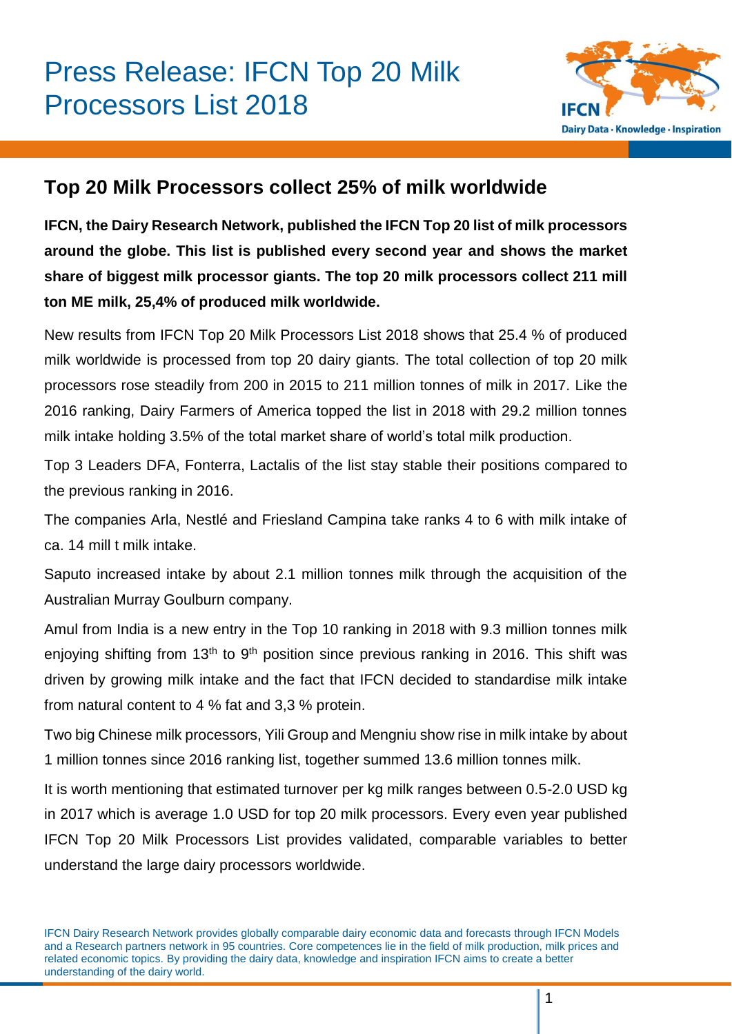# Press Release: IFCN Top 20 Milk Processors List 2018

IFCN Dairy Data · Knowledge · Inspiration

## Top 20 Milk Processors collect 25% of milk worldwide

**IFCN, the Dairy Research Network, published the IFCN Top 20 list of milk processors around the globe. This list is published every second year and shows the market share of biggest milk processor giants. The top 20 milk processors collect 211 mill ton ME milk, 25,4% of produced milk worldwide.**

New results from IFCN Top 20 Milk Processors List 2018 shows that 25.4 % of produced milk worldwide is processed from top 20 dairy giants. The total collection of top 20 milk processors rose steadily from 200 in 2015 to 211 million tonnes of milk in 2017. Like the 2016 ranking, Dairy Farmers of America topped the list in 2018 with 29.2 million tonnes milk intake holding 3.5% of the total market share of world's total milk production.

Top 3 Leaders DFA, Fonterra, Lactalis of the list stay stable their positions compared to the previous ranking in 2016.

The companies Arla, Nestlé and Friesland Campina take ranks 4 to 6 with milk intake of ca. 14 mill t milk intake.

Saputo increased intake by about 2.1 million tonnes milk through the acquisition of the Australian Murray Goulburn company.

Amul from India is a new entry in the Top 10 ranking in 2018 with 9.3 million tonnes milk enjoying shifting from 13th to 9th position since previous ranking in 2016. This shift was driven by growing milk intake and the fact that IFCN decided to standardise milk intake from natural content to 4 % fat and 3,3 % protein.

Two big Chinese milk processors, Yili Group and Mengniu show rise in milk intake by about 1 million tonnes since 2016 ranking list, together summed 13.6 million tonnes milk.

It is worth mentioning that estimated turnover per kg milk ranges between 0.5-2.0 USD kg in 2017 which is average 1.0 USD for top 20 milk processors. Every even year published IFCN Top 20 Milk Processors List provides validated, comparable variables to better understand the large dairy processors worldwide.

IFCN Dairy Research Network provides globally comparable dairy economic data and forecasts through IFCN Models and a Research partners network in 95 countries. Core competences lie in the field of milk production, milk prices and related economic topics. By providing the dairy data, knowledge and inspiration IFCN aims to create a better understanding of the dairy world.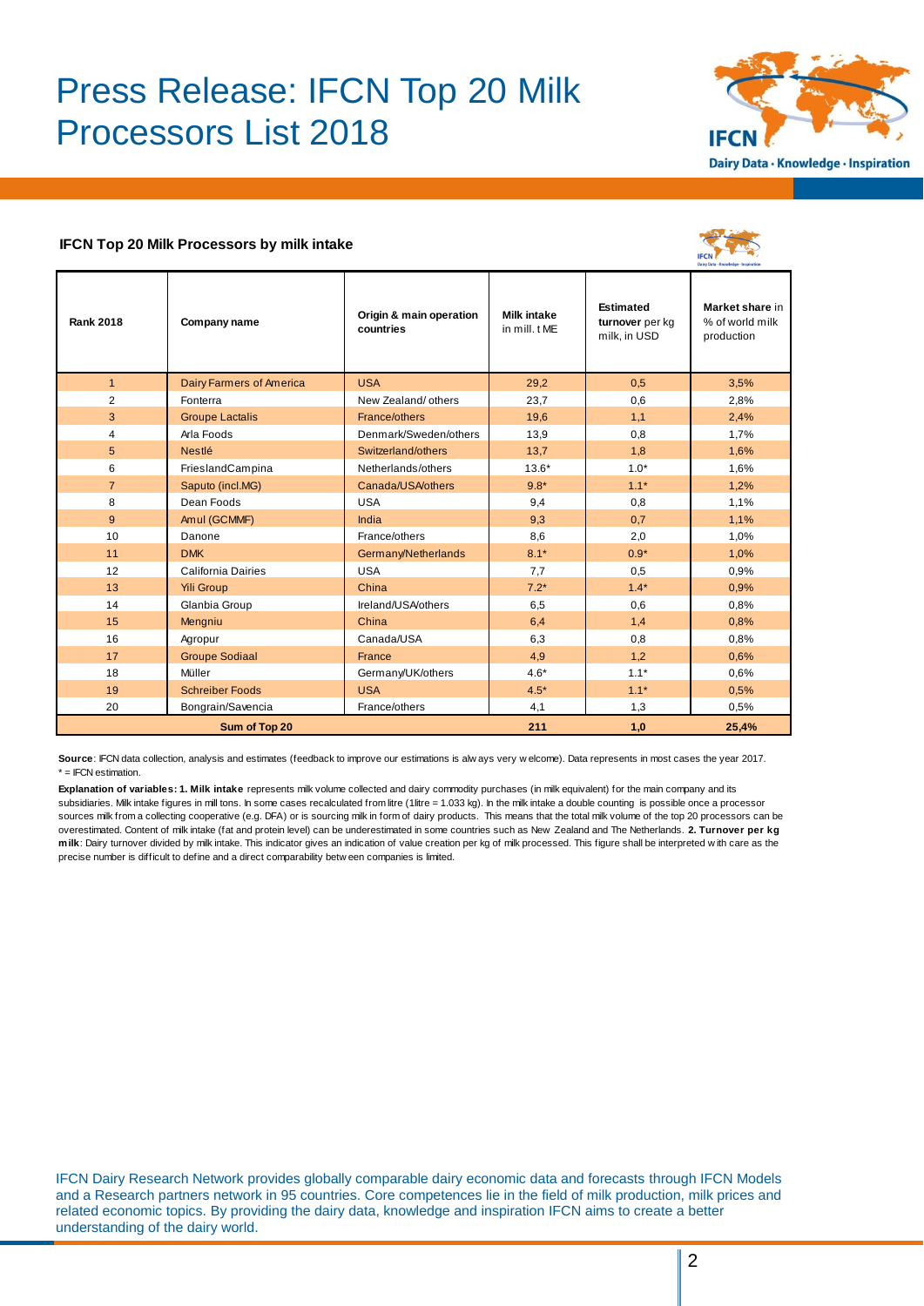# Press Release: IFCN Top 20 Milk Processors List 2018

### IFCN Top 20 Milk Processors by milk intake

| Rank 2018 | Company name | Origin & main operation countries | Milk intake in mill. t ME | Estimated turnover per kg milk, in USD | Market share in % of world milk production |
|---|---|---|---|---|---|
| 1 | Dairy Farmers of America | USA | 29,2 | 0,5 | 3,5% |
| 2 | Fonterra | New Zealand/ others | 23,7 | 0,6 | 2,8% |
| 3 | Groupe Lactalis | France/others | 19,6 | 1,1 | 2,4% |
| 4 | Arla Foods | Denmark/Sweden/others | 13,9 | 0,8 | 1,7% |
| 5 | Nestlé | Switzerland/others | 13,7 | 1,8 | 1,6% |
| 6 | FrieslandCampina | Netherlands/others | 13.6* | 1.0* | 1,6% |
| 7 | Saputo (incl.MG) | Canada/USA/others | 9.8* | 1.1* | 1,2% |
| 8 | Dean Foods | USA | 9,4 | 0,8 | 1,1% |
| 9 | Amul (GCMMF) | India | 9,3 | 0,7 | 1,1% |
| 10 | Danone | France/others | 8,6 | 2,0 | 1,0% |
| 11 | DMK | Germany/Netherlands | 8.1* | 0.9* | 1,0% |
| 12 | California Dairies | USA | 7,7 | 0,5 | 0,9% |
| 13 | Yili Group | China | 7.2* | 1.4* | 0,9% |
| 14 | Glanbia Group | Ireland/USA/others | 6,5 | 0,6 | 0,8% |
| 15 | Mengniu | China | 6,4 | 1,4 | 0,8% |
| 16 | Agropur | Canada/USA | 6,3 | 0,8 | 0,8% |
| 17 | Groupe Sodiaal | France | 4,9 | 1,2 | 0,6% |
| 18 | Müller | Germany/UK/others | 4.6* | 1.1* | 0,6% |
| 19 | Schreiber Foods | USA | 4.5* | 1.1* | 0,5% |
| 20 | Bongrain/Savencia | France/others | 4,1 | 1,3 | 0,5% |
| **Sum of Top 20** | | | **211** | **1,0** | **25,4%** |

**Source**: IFCN data collection, analysis and estimates (feedback to improve our estimations is always very welcome). Data represents in most cases the year 2017.
* = IFCN estimation.

**Explanation of variables: 1. Milk intake** represents milk volume collected and dairy commodity purchases (in milk equivalent) for the main company and its subsidiaries. Milk intake figures in mill tons. In some cases recalculated from litre (1litre = 1.033 kg). In the milk intake a double counting is possible once a processor sources milk from a collecting cooperative (e.g. DFA) or is sourcing milk in form of dairy products. This means that the total milk volume of the top 20 processors can be overestimated. Content of milk intake (fat and protein level) can be underestimated in some countries such as New Zealand and The Netherlands. **2. Turnover per kg milk**: Dairy turnover divided by milk intake. This indicator gives an indication of value creation per kg of milk processed. This figure shall be interpreted with care as the precise number is difficult to define and a direct comparability between companies is limited.

IFCN Dairy Research Network provides globally comparable dairy economic data and forecasts through IFCN Models and a Research partners network in 95 countries. Core competences lie in the field of milk production, milk prices and related economic topics. By providing the dairy data, knowledge and inspiration IFCN aims to create a better understanding of the dairy world.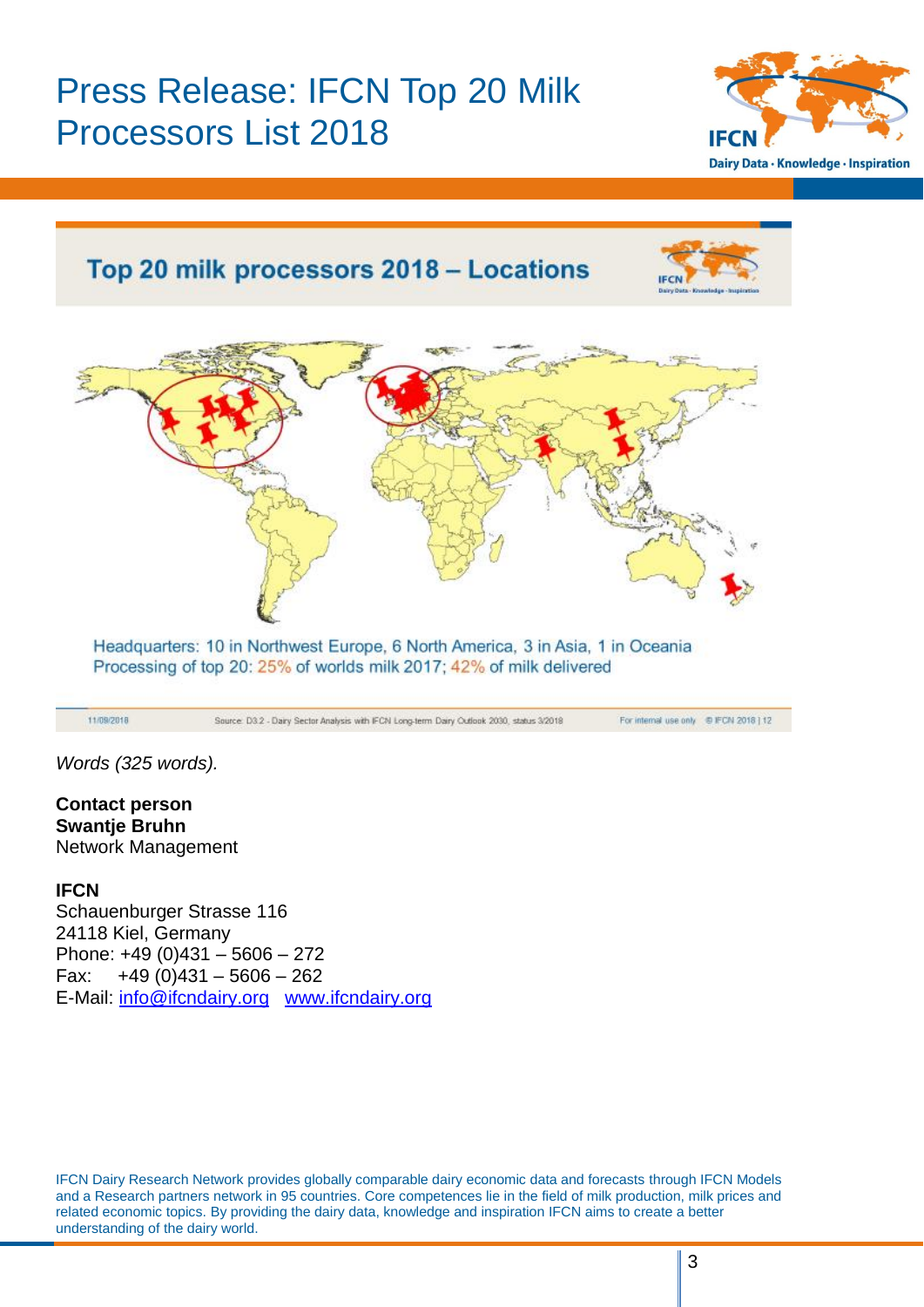# Press Release: IFCN Top 20 Milk Processors List 2018

## Top 20 milk processors 2018 – Locations

Headquarters: 10 in Northwest Europe, 6 North America, 3 in Asia, 1 in Oceania
Processing of top 20: 25% of worlds milk 2017; 42% of milk delivered

11/09/2018 Source: D3.2 - Dairy Sector Analysis with IFCN Long-term Dairy Outlook 2030, status 3/2018 For internal use only © IFCN 2018 | 12

*Words (325 words).*

**Contact person**
**Swantje Bruhn**
Network Management

**IFCN**
Schauenburger Strasse 116
24118 Kiel, Germany
Phone: +49 (0)431 – 5606 – 272
Fax: +49 (0)431 – 5606 – 262
E-Mail: info@ifcndairy.org www.ifcndairy.org

IFCN Dairy Research Network provides globally comparable dairy economic data and forecasts through IFCN Models and a Research partners network in 95 countries. Core competences lie in the field of milk production, milk prices and related economic topics. By providing the dairy data, knowledge and inspiration IFCN aims to create a better understanding of the dairy world.